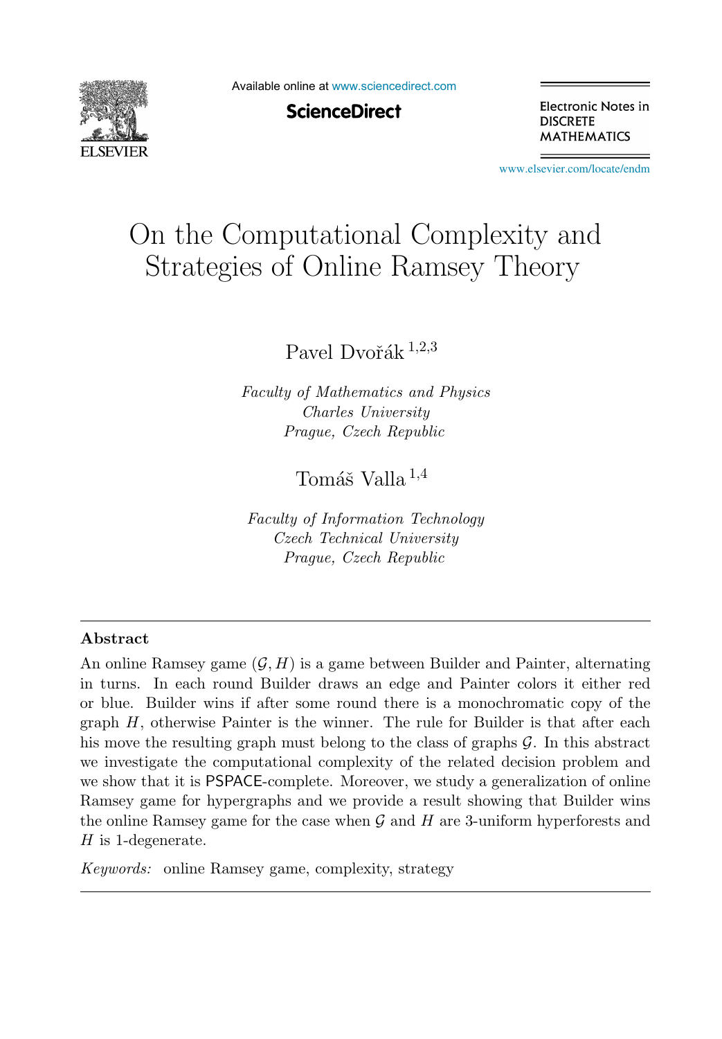# On the Computational Complexity and Strategies of Online Ramsey Theory

Pavel Dvořák [1,2,3]

*Faculty of Mathematics and Physics*
*Charles University*
*Prague, Czech Republic*

Tomáš Valla [1,4]

*Faculty of Information Technology*
*Czech Technical University*
*Prague, Czech Republic*

---

## Abstract

An online Ramsey game $(\mathcal{G}, H)$ is a game between Builder and Painter, alternating in turns. In each round Builder draws an edge and Painter colors it either red or blue. Builder wins if after some round there is a monochromatic copy of the graph $H$, otherwise Painter is the winner. The rule for Builder is that after each his move the resulting graph must belong to the class of graphs $\mathcal{G}$. In this abstract we investigate the computational complexity of the related decision problem and we show that it is PSPACE-complete. Moreover, we study a generalization of online Ramsey game for hypergraphs and we provide a result showing that Builder wins the online Ramsey game for the case when $\mathcal{G}$ and $H$ are 3-uniform hyperforests and $H$ is 1-degenerate.

*Keywords:* online Ramsey game, complexity, strategy

---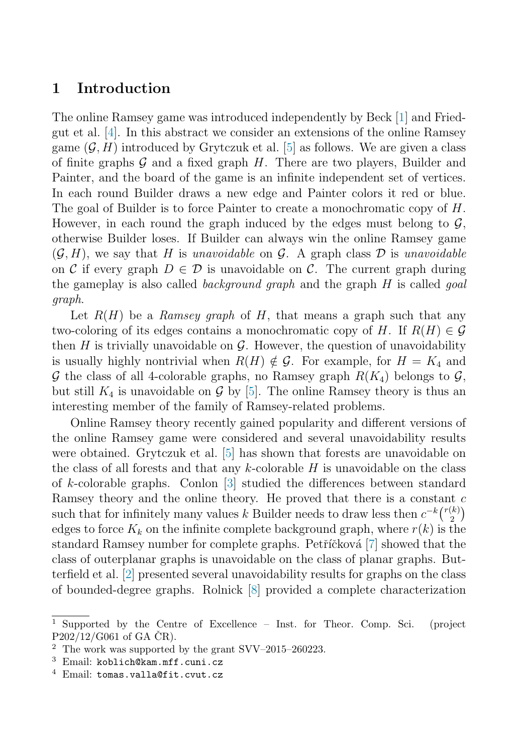## 1 Introduction

The online Ramsey game was introduced independently by Beck [1] and Friedgut et al. [4]. In this abstract we consider an extensions of the online Ramsey game $(\mathcal{G}, H)$ introduced by Grytczuk et al. [5] as follows. We are given a class of finite graphs $\mathcal{G}$ and a fixed graph $H$. There are two players, Builder and Painter, and the board of the game is an infinite independent set of vertices. In each round Builder draws a new edge and Painter colors it red or blue. The goal of Builder is to force Painter to create a monochromatic copy of $H$. However, in each round the graph induced by the edges must belong to $\mathcal{G}$, otherwise Builder loses. If Builder can always win the online Ramsey game $(\mathcal{G}, H)$, we say that $H$ is *unavoidable* on $\mathcal{G}$. A graph class $\mathcal{D}$ is *unavoidable* on $\mathcal{C}$ if every graph $D \in \mathcal{D}$ is unavoidable on $\mathcal{C}$. The current graph during the gameplay is also called *background graph* and the graph $H$ is called *goal graph*.

Let $R(H)$ be a *Ramsey graph* of $H$, that means a graph such that any two-coloring of its edges contains a monochromatic copy of $H$. If $R(H) \in \mathcal{G}$ then $H$ is trivially unavoidable on $\mathcal{G}$. However, the question of unavoidability is usually highly nontrivial when $R(H) \notin \mathcal{G}$. For example, for $H = K_4$ and $\mathcal{G}$ the class of all 4-colorable graphs, no Ramsey graph $R(K_4)$ belongs to $\mathcal{G}$, but still $K_4$ is unavoidable on $\mathcal{G}$ by [5]. The online Ramsey theory is thus an interesting member of the family of Ramsey-related problems.

Online Ramsey theory recently gained popularity and different versions of the online Ramsey game were considered and several unavoidability results were obtained. Grytczuk et al. [5] has shown that forests are unavoidable on the class of all forests and that any $k$-colorable $H$ is unavoidable on the class of $k$-colorable graphs. Conlon [3] studied the differences between standard Ramsey theory and the online theory. He proved that there is a constant $c$ such that for infinitely many values $k$ Builder needs to draw less then $c^{-k}\binom{r(k)}{2}$ edges to force $K_k$ on the infinite complete background graph, where $r(k)$ is the standard Ramsey number for complete graphs. Petříčková [7] showed that the class of outerplanar graphs is unavoidable on the class of planar graphs. Butterfield et al. [2] presented several unavoidability results for graphs on the class of bounded-degree graphs. Rolnick [8] provided a complete characterization

---

[1] Supported by the Centre of Excellence – Inst. for Theor. Comp. Sci. (project P202/12/G061 of GA ČR).

[2] The work was supported by the grant SVV–2015–260223.

[3] Email: koblich@kam.mff.cuni.cz

[4] Email: tomas.valla@fit.cvut.cz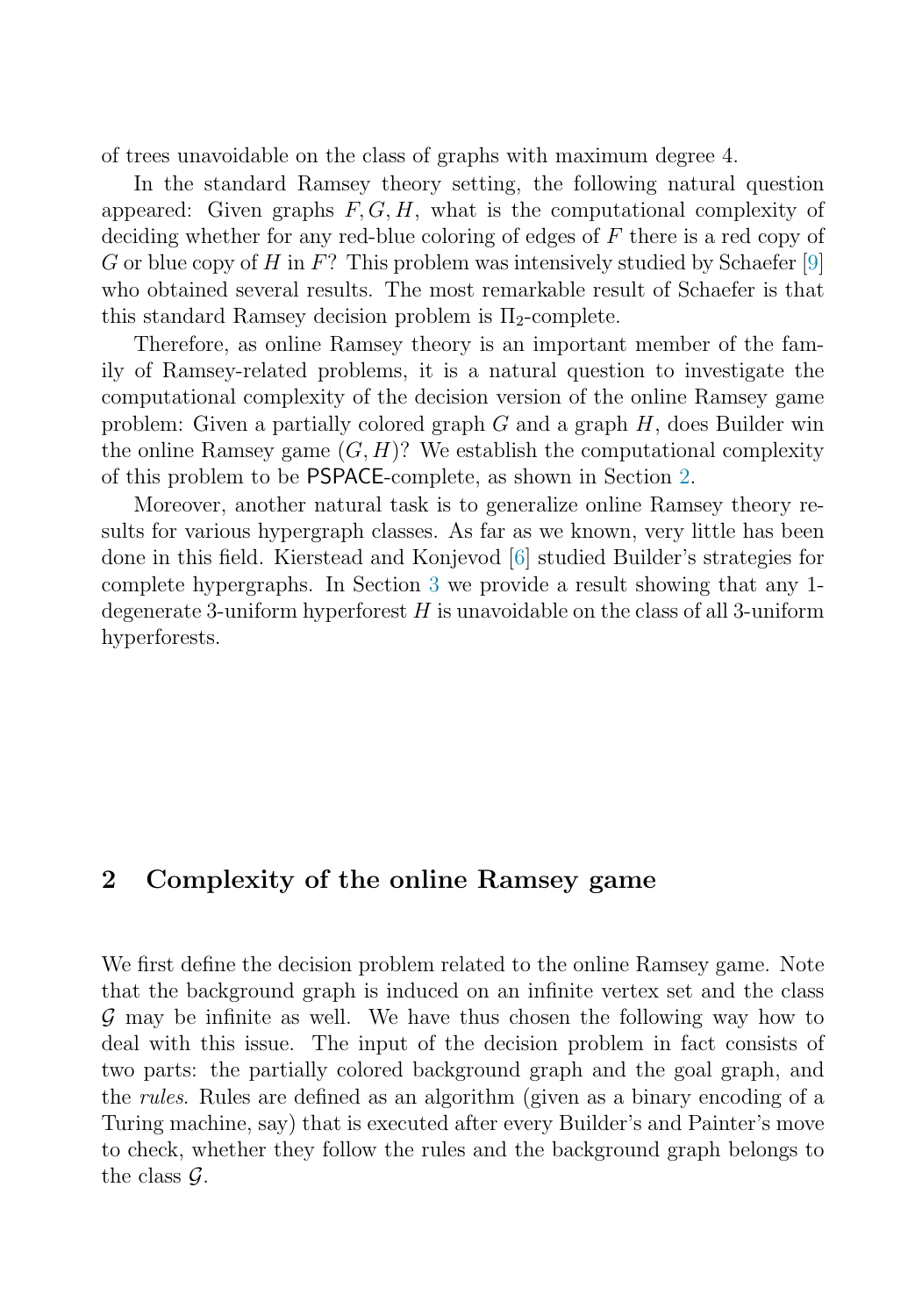of trees unavoidable on the class of graphs with maximum degree 4.

In the standard Ramsey theory setting, the following natural question appeared: Given graphs $F, G, H$, what is the computational complexity of deciding whether for any red-blue coloring of edges of $F$ there is a red copy of $G$ or blue copy of $H$ in $F$? This problem was intensively studied by Schaefer [9] who obtained several results. The most remarkable result of Schaefer is that this standard Ramsey decision problem is $\Pi_2$-complete.

Therefore, as online Ramsey theory is an important member of the family of Ramsey-related problems, it is a natural question to investigate the computational complexity of the decision version of the online Ramsey game problem: Given a partially colored graph $G$ and a graph $H$, does Builder win the online Ramsey game $(G, H)$? We establish the computational complexity of this problem to be PSPACE-complete, as shown in Section 2.

Moreover, another natural task is to generalize online Ramsey theory results for various hypergraph classes. As far as we known, very little has been done in this field. Kierstead and Konjevod [6] studied Builder's strategies for complete hypergraphs. In Section 3 we provide a result showing that any 1-degenerate 3-uniform hyperforest $H$ is unavoidable on the class of all 3-uniform hyperforests.

## 2 Complexity of the online Ramsey game

We first define the decision problem related to the online Ramsey game. Note that the background graph is induced on an infinite vertex set and the class $\mathcal{G}$ may be infinite as well. We have thus chosen the following way how to deal with this issue. The input of the decision problem in fact consists of two parts: the partially colored background graph and the goal graph, and the *rules*. Rules are defined as an algorithm (given as a binary encoding of a Turing machine, say) that is executed after every Builder's and Painter's move to check, whether they follow the rules and the background graph belongs to the class $\mathcal{G}$.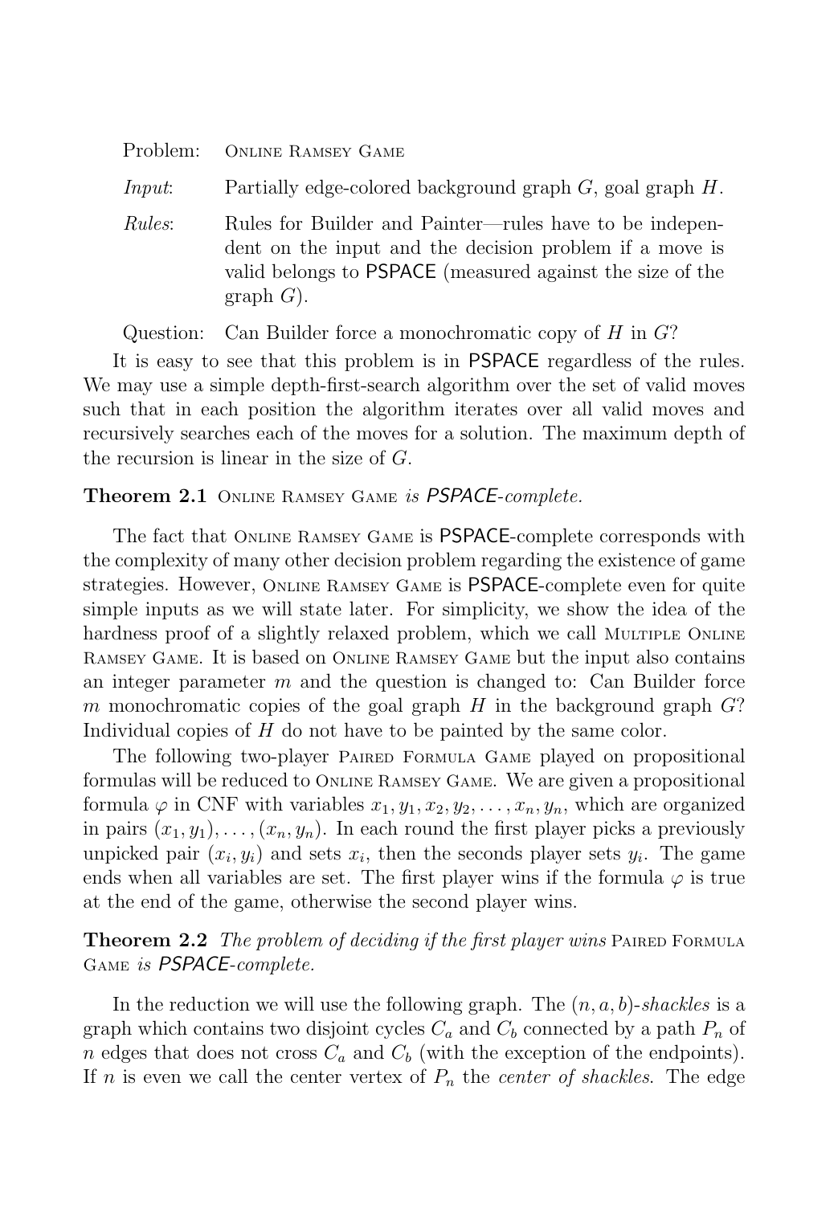Problem: Online Ramsey Game

*Input*: Partially edge-colored background graph $G$, goal graph $H$.

*Rules*: Rules for Builder and Painter—rules have to be independent on the input and the decision problem if a move is valid belongs to PSPACE (measured against the size of the graph $G$).

Question: Can Builder force a monochromatic copy of $H$ in $G$?

It is easy to see that this problem is in PSPACE regardless of the rules. We may use a simple depth-first-search algorithm over the set of valid moves such that in each position the algorithm iterates over all valid moves and recursively searches each of the moves for a solution. The maximum depth of the recursion is linear in the size of $G$.

**Theorem 2.1** Online Ramsey Game *is PSPACE-complete.*

The fact that Online Ramsey Game is PSPACE-complete corresponds with the complexity of many other decision problem regarding the existence of game strategies. However, Online Ramsey Game is PSPACE-complete even for quite simple inputs as we will state later. For simplicity, we show the idea of the hardness proof of a slightly relaxed problem, which we call Multiple Online Ramsey Game. It is based on Online Ramsey Game but the input also contains an integer parameter $m$ and the question is changed to: Can Builder force $m$ monochromatic copies of the goal graph $H$ in the background graph $G$? Individual copies of $H$ do not have to be painted by the same color.

The following two-player Paired Formula Game played on propositional formulas will be reduced to Online Ramsey Game. We are given a propositional formula $\varphi$ in CNF with variables $x_1, y_1, x_2, y_2, \ldots, x_n, y_n$, which are organized in pairs $(x_1, y_1), \ldots, (x_n, y_n)$. In each round the first player picks a previously unpicked pair $(x_i, y_i)$ and sets $x_i$, then the seconds player sets $y_i$. The game ends when all variables are set. The first player wins if the formula $\varphi$ is true at the end of the game, otherwise the second player wins.

**Theorem 2.2** *The problem of deciding if the first player wins* Paired Formula Game *is PSPACE-complete.*

In the reduction we will use the following graph. The $(n, a, b)$-*shackles* is a graph which contains two disjoint cycles $C_a$ and $C_b$ connected by a path $P_n$ of $n$ edges that does not cross $C_a$ and $C_b$ (with the exception of the endpoints). If $n$ is even we call the center vertex of $P_n$ the *center of shackles*. The edge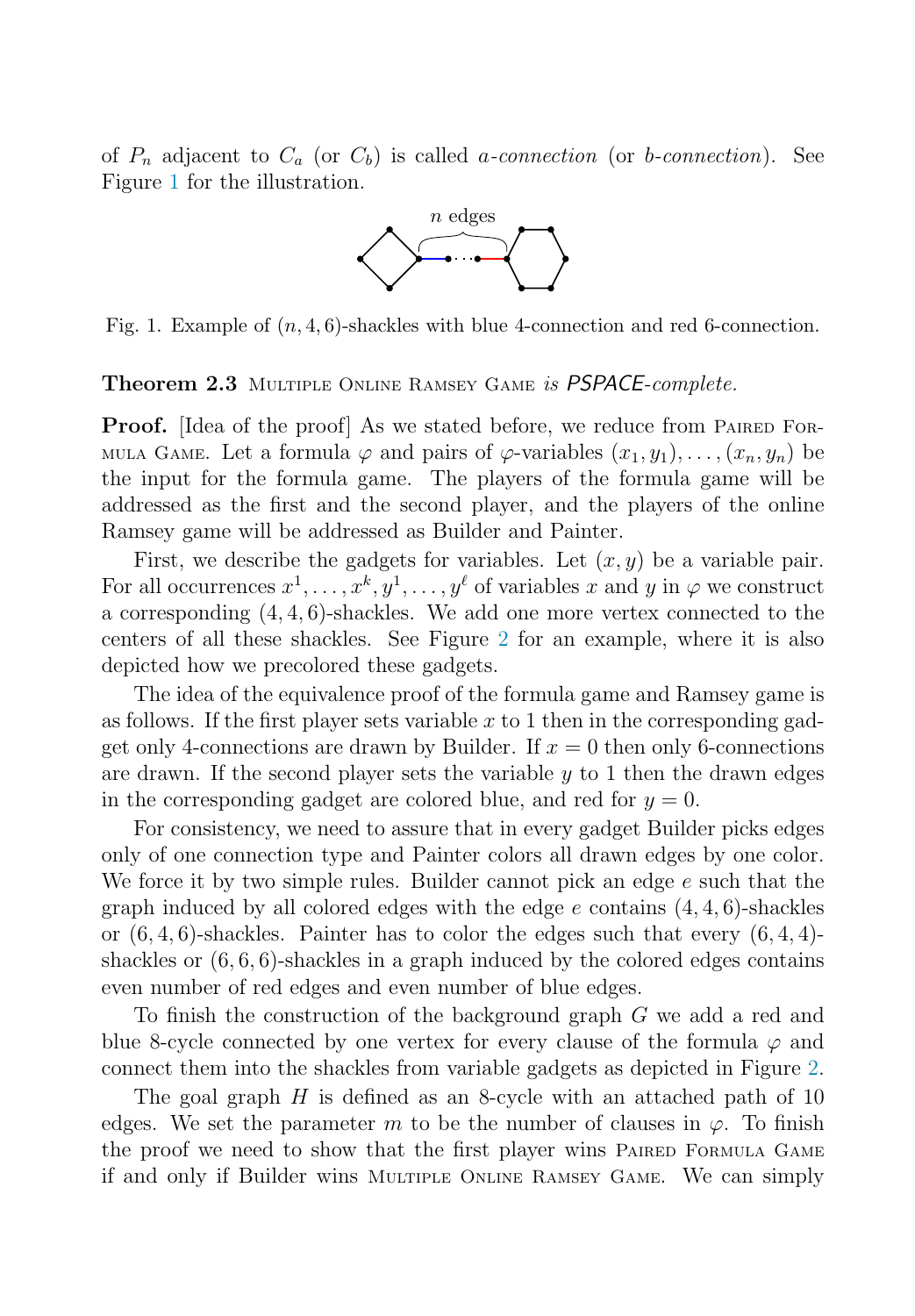of $P_n$ adjacent to $C_a$ (or $C_b$) is called *a-connection* (or *b-connection*). See Figure 1 for the illustration.

Fig. 1. Example of $(n, 4, 6)$-shackles with blue 4-connection and red 6-connection.

**Theorem 2.3** Multiple Online Ramsey Game *is PSPACE-complete.*

**Proof.** [Idea of the proof] As we stated before, we reduce from Paired Formula Game. Let a formula $\varphi$ and pairs of $\varphi$-variables $(x_1, y_1), \ldots, (x_n, y_n)$ be the input for the formula game. The players of the formula game will be addressed as the first and the second player, and the players of the online Ramsey game will be addressed as Builder and Painter.

First, we describe the gadgets for variables. Let $(x, y)$ be a variable pair. For all occurrences $x^1, \ldots, x^k, y^1, \ldots, y^\ell$ of variables $x$ and $y$ in $\varphi$ we construct a corresponding $(4, 4, 6)$-shackles. We add one more vertex connected to the centers of all these shackles. See Figure 2 for an example, where it is also depicted how we precolored these gadgets.

The idea of the equivalence proof of the formula game and Ramsey game is as follows. If the first player sets variable $x$ to 1 then in the corresponding gadget only 4-connections are drawn by Builder. If $x = 0$ then only 6-connections are drawn. If the second player sets the variable $y$ to 1 then the drawn edges in the corresponding gadget are colored blue, and red for $y = 0$.

For consistency, we need to assure that in every gadget Builder picks edges only of one connection type and Painter colors all drawn edges by one color. We force it by two simple rules. Builder cannot pick an edge $e$ such that the graph induced by all colored edges with the edge $e$ contains $(4, 4, 6)$-shackles or $(6, 4, 6)$-shackles. Painter has to color the edges such that every $(6, 4, 4)$-shackles or $(6, 6, 6)$-shackles in a graph induced by the colored edges contains even number of red edges and even number of blue edges.

To finish the construction of the background graph $G$ we add a red and blue 8-cycle connected by one vertex for every clause of the formula $\varphi$ and connect them into the shackles from variable gadgets as depicted in Figure 2.

The goal graph $H$ is defined as an 8-cycle with an attached path of 10 edges. We set the parameter $m$ to be the number of clauses in $\varphi$. To finish the proof we need to show that the first player wins Paired Formula Game if and only if Builder wins Multiple Online Ramsey Game. We can simply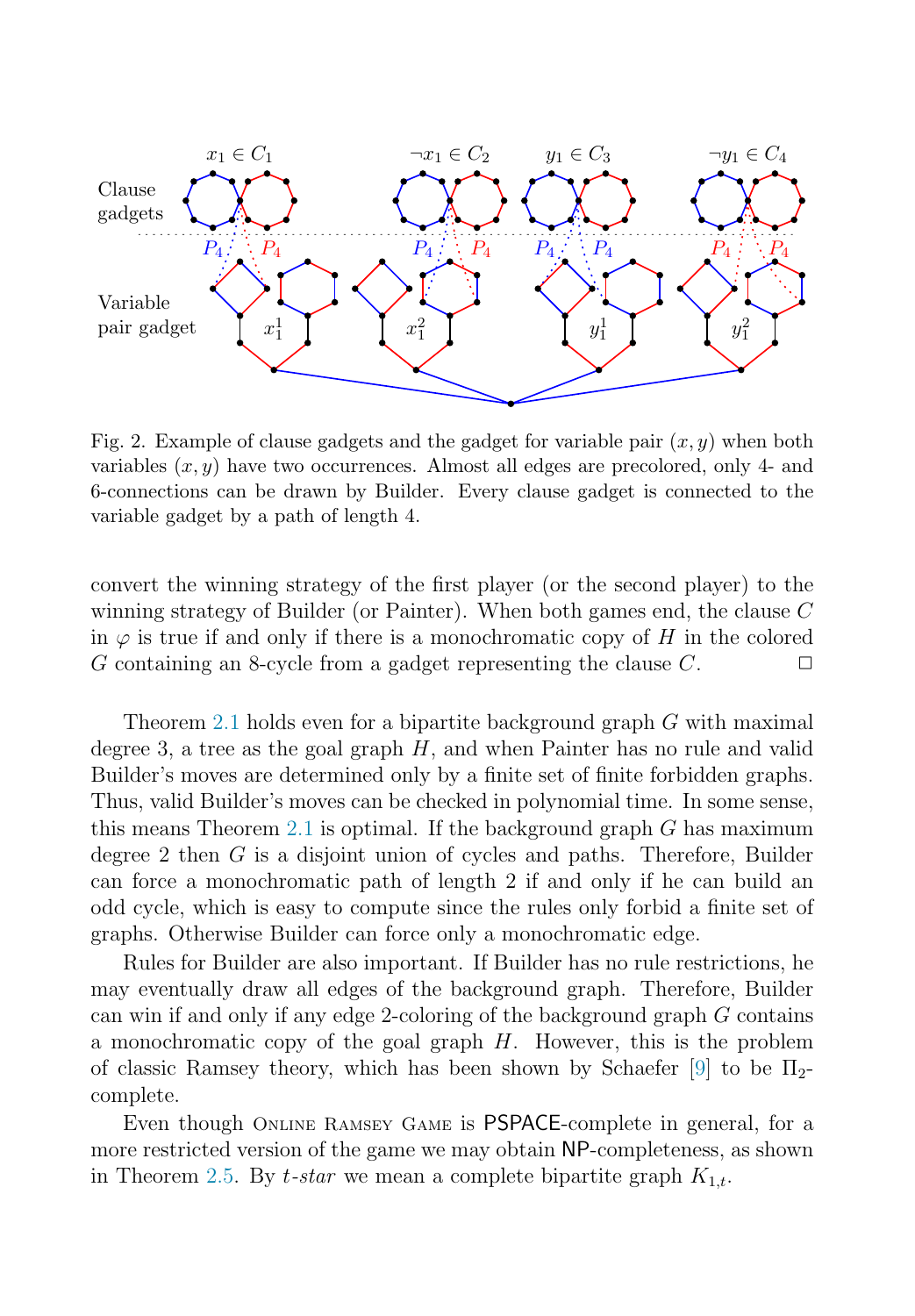Fig. 2. Example of clause gadgets and the gadget for variable pair $(x, y)$ when both variables $(x, y)$ have two occurrences. Almost all edges are precolored, only 4- and 6-connections can be drawn by Builder. Every clause gadget is connected to the variable gadget by a path of length 4.

convert the winning strategy of the first player (or the second player) to the winning strategy of Builder (or Painter). When both games end, the clause $C$ in $\varphi$ is true if and only if there is a monochromatic copy of $H$ in the colored $G$ containing an 8-cycle from a gadget representing the clause $C$. □

Theorem 2.1 holds even for a bipartite background graph $G$ with maximal degree 3, a tree as the goal graph $H$, and when Painter has no rule and valid Builder's moves are determined only by a finite set of finite forbidden graphs. Thus, valid Builder's moves can be checked in polynomial time. In some sense, this means Theorem 2.1 is optimal. If the background graph $G$ has maximum degree 2 then $G$ is a disjoint union of cycles and paths. Therefore, Builder can force a monochromatic path of length 2 if and only if he can build an odd cycle, which is easy to compute since the rules only forbid a finite set of graphs. Otherwise Builder can force only a monochromatic edge.

Rules for Builder are also important. If Builder has no rule restrictions, he may eventually draw all edges of the background graph. Therefore, Builder can win if and only if any edge 2-coloring of the background graph $G$ contains a monochromatic copy of the goal graph $H$. However, this is the problem of classic Ramsey theory, which has been shown by Schaefer [9] to be $\Pi_2$-complete.

Even though Online Ramsey Game is PSPACE-complete in general, for a more restricted version of the game we may obtain NP-completeness, as shown in Theorem 2.5. By *t-star* we mean a complete bipartite graph $K_{1,t}$.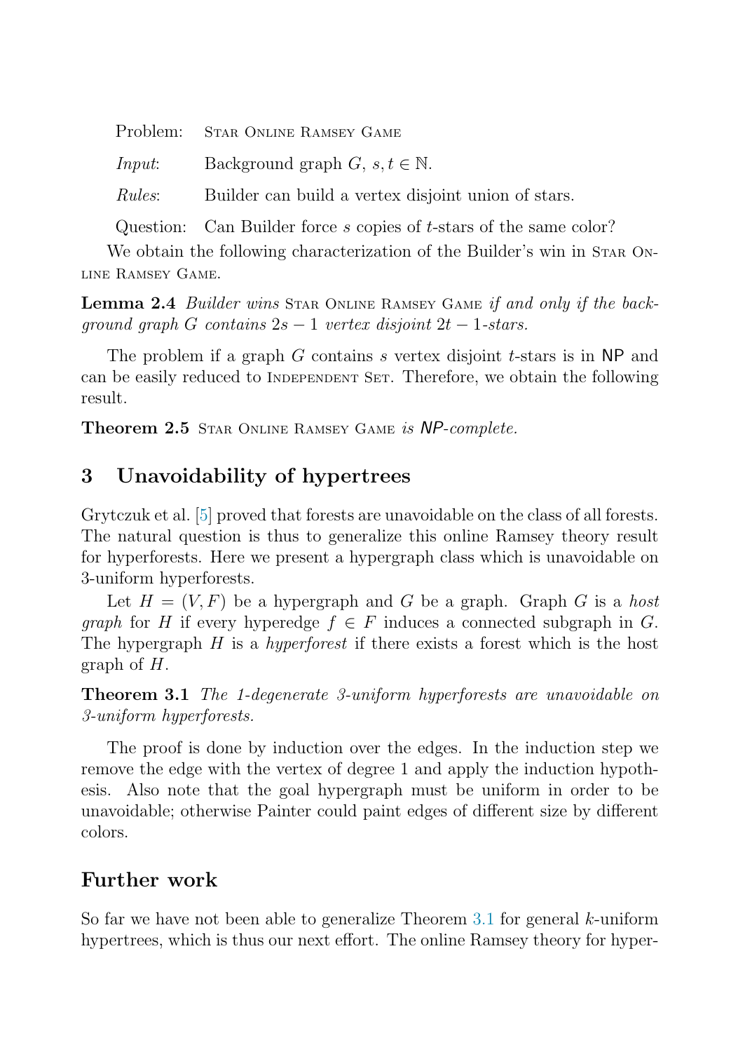| | |
|---|---|
| Problem: | STAR ONLINE RAMSEY GAME |
| *Input*: | Background graph $G$, $s, t \in \mathbb{N}$. |
| *Rules*: | Builder can build a vertex disjoint union of stars. |
| Question: | Can Builder force $s$ copies of $t$-stars of the same color? |

We obtain the following characterization of the Builder's win in STAR ONLINE RAMSEY GAME.

**Lemma 2.4** *Builder wins* STAR ONLINE RAMSEY GAME *if and only if the background graph $G$ contains $2s-1$ vertex disjoint $2t-1$-stars.*

The problem if a graph $G$ contains $s$ vertex disjoint $t$-stars is in NP and can be easily reduced to INDEPENDENT SET. Therefore, we obtain the following result.

**Theorem 2.5** STAR ONLINE RAMSEY GAME *is NP-complete.*

## 3 Unavoidability of hypertrees

Grytczuk et al. [5] proved that forests are unavoidable on the class of all forests. The natural question is thus to generalize this online Ramsey theory result for hyperforests. Here we present a hypergraph class which is unavoidable on 3-uniform hyperforests.

Let $H = (V, F)$ be a hypergraph and $G$ be a graph. Graph $G$ is a *host graph* for $H$ if every hyperedge $f \in F$ induces a connected subgraph in $G$. The hypergraph $H$ is a *hyperforest* if there exists a forest which is the host graph of $H$.

**Theorem 3.1** *The 1-degenerate 3-uniform hyperforests are unavoidable on 3-uniform hyperforests.*

The proof is done by induction over the edges. In the induction step we remove the edge with the vertex of degree 1 and apply the induction hypothesis. Also note that the goal hypergraph must be uniform in order to be unavoidable; otherwise Painter could paint edges of different size by different colors.

## Further work

So far we have not been able to generalize Theorem 3.1 for general $k$-uniform hypertrees, which is thus our next effort. The online Ramsey theory for hyper-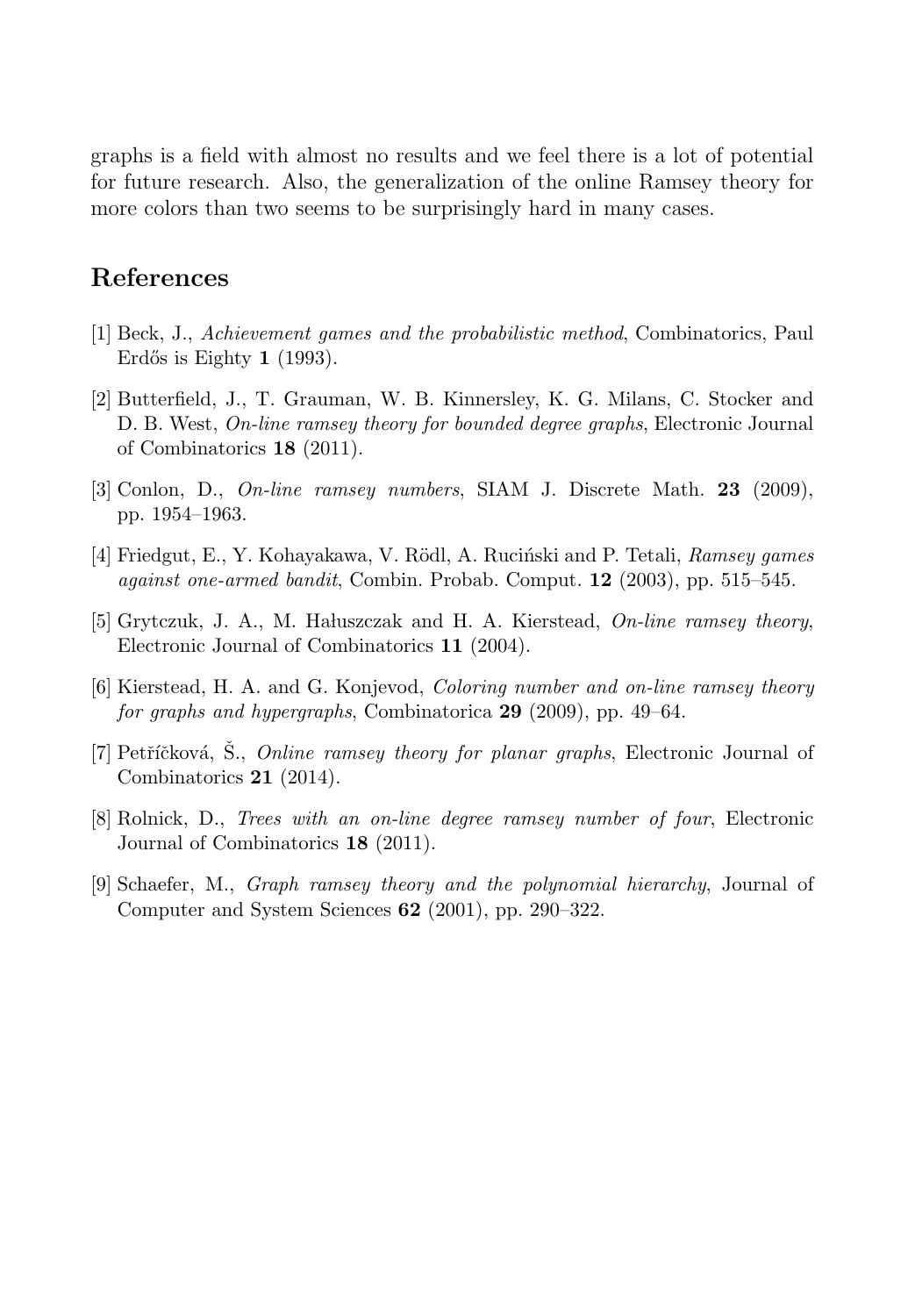graphs is a field with almost no results and we feel there is a lot of potential for future research. Also, the generalization of the online Ramsey theory for more colors than two seems to be surprisingly hard in many cases.

# References

[1] Beck, J., *Achievement games and the probabilistic method*, Combinatorics, Paul Erdős is Eighty **1** (1993).

[2] Butterfield, J., T. Grauman, W. B. Kinnersley, K. G. Milans, C. Stocker and D. B. West, *On-line ramsey theory for bounded degree graphs*, Electronic Journal of Combinatorics **18** (2011).

[3] Conlon, D., *On-line ramsey numbers*, SIAM J. Discrete Math. **23** (2009), pp. 1954–1963.

[4] Friedgut, E., Y. Kohayakawa, V. Rödl, A. Ruciński and P. Tetali, *Ramsey games against one-armed bandit*, Combin. Probab. Comput. **12** (2003), pp. 515–545.

[5] Grytczuk, J. A., M. Hałuszczak and H. A. Kierstead, *On-line ramsey theory*, Electronic Journal of Combinatorics **11** (2004).

[6] Kierstead, H. A. and G. Konjevod, *Coloring number and on-line ramsey theory for graphs and hypergraphs*, Combinatorica **29** (2009), pp. 49–64.

[7] Petříčková, Š., *Online ramsey theory for planar graphs*, Electronic Journal of Combinatorics **21** (2014).

[8] Rolnick, D., *Trees with an on-line degree ramsey number of four*, Electronic Journal of Combinatorics **18** (2011).

[9] Schaefer, M., *Graph ramsey theory and the polynomial hierarchy*, Journal of Computer and System Sciences **62** (2001), pp. 290–322.